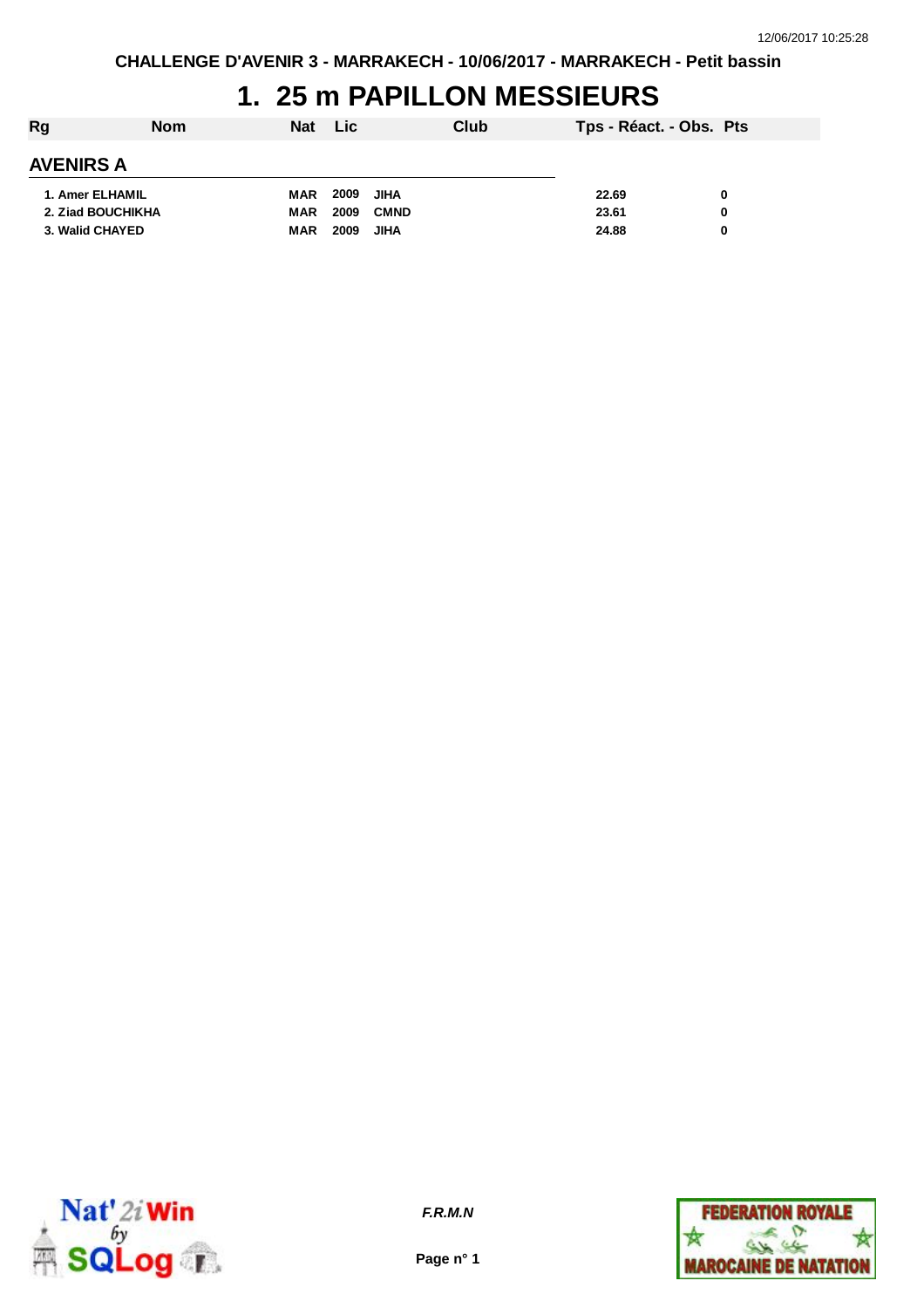CHALLENGE D'AVENIR 3 - MARRAKECH - 10/06/2017 - MARRAKECH - Petit bassin

# 1. 25 m PAPILLON MESSIEURS

| Rg | Nom | Nat | Lic | Club | Tps - Réact. - Obs. | Pts |
|---|---|---|---|---|---|---|
| **AVENIRS A** | | | | | | |
| 1. | Amer ELHAMIL | MAR | 2009 | JIHA | 22.69 | 0 |
| 2. | Ziad BOUCHIKHA | MAR | 2009 | CMND | 23.61 | 0 |
| 3. | Walid CHAYED | MAR | 2009 | JIHA | 24.88 | 0 |

*F.R.M.N*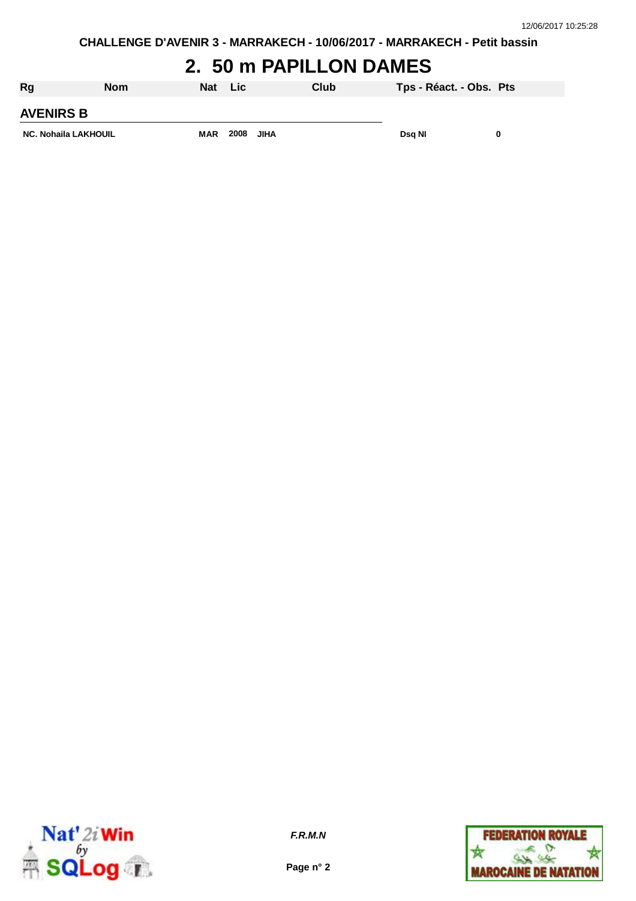CHALLENGE D'AVENIR 3 - MARRAKECH - 10/06/2017 - MARRAKECH - Petit bassin

# 2. 50 m PAPILLON DAMES

| Rg | Nom | Nat | Lic | Club | Tps - Réact. - Obs. | Pts |
|---|---|---|---|---|---|---|
| **AVENIRS B** | | | | | | |
| NC. | Nohaila LAKHOUIL | MAR | 2008 | JIHA | Dsq NI | 0 |

*F.R.M.N*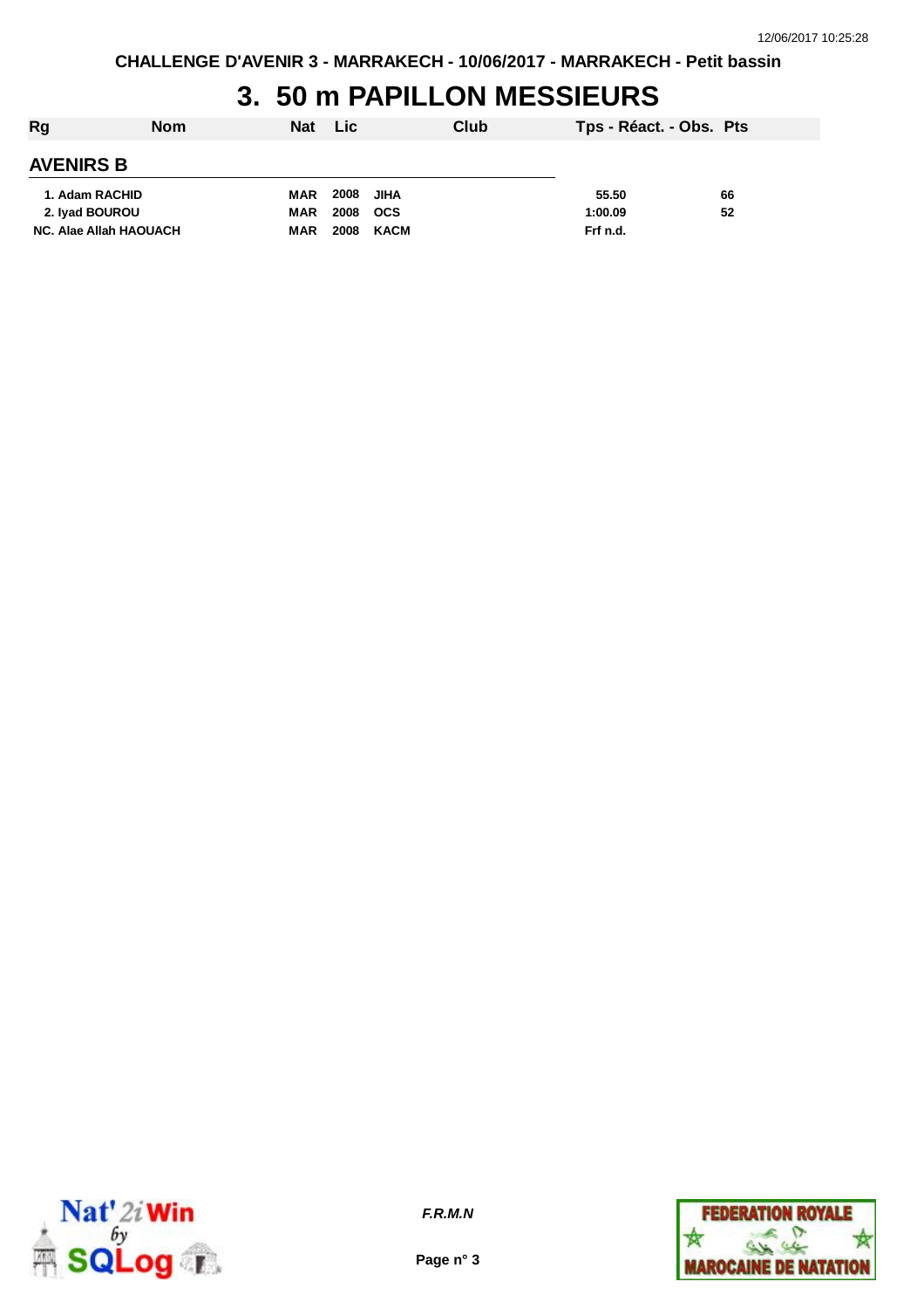# 3. 50 m PAPILLON MESSIEURS

| Rg | Nom | Nat | Lic | Club | Tps - Réact. - Obs. | Pts |
|---|---|---|---|---|---|---|
| **AVENIRS B** | | | | | | |
| 1. | Adam RACHID | MAR | 2008 | JIHA | 55.50 | 66 |
| 2. | Iyad BOUROU | MAR | 2008 | OCS | 1:00.09 | 52 |
| NC. | Alae Allah HAOUACH | MAR | 2008 | KACM | Frf n.d. | |

*F.R.M.N*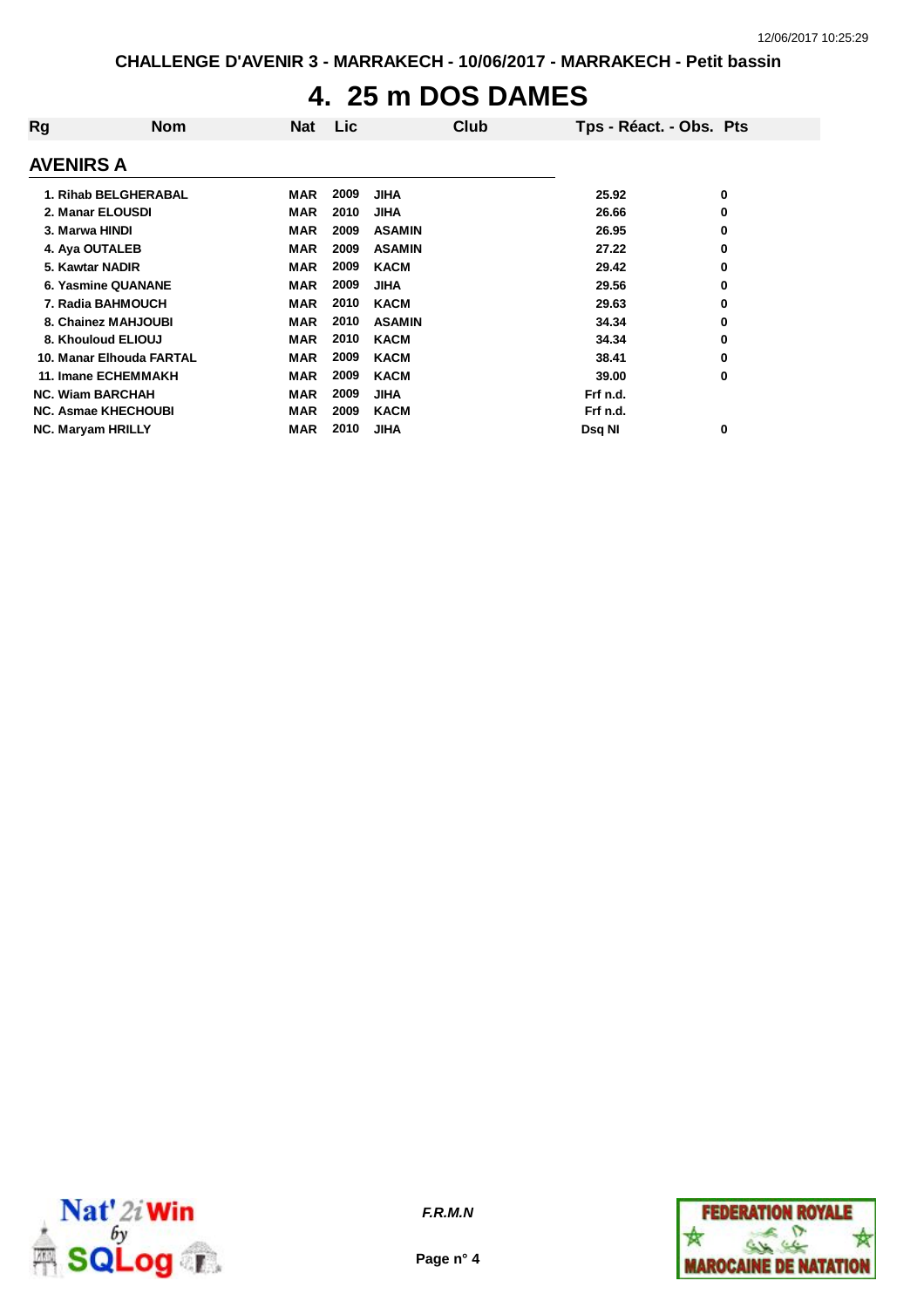CHALLENGE D'AVENIR 3 - MARRAKECH - 10/06/2017 - MARRAKECH - Petit bassin

# 4. 25 m DOS DAMES

| Rg | Nom | Nat | Lic | Club | Tps - Réact. - Obs. | Pts |
|---|---|---|---|---|---|---|

## AVENIRS A

| Rg | Nom | Nat | Lic | Club | Tps - Réact. - Obs. | Pts |
|---|---|---|---|---|---|---|
| 1. | Rihab BELGHERABAL | MAR | 2009 | JIHA | 25.92 | 0 |
| 2. | Manar ELOUSDI | MAR | 2010 | JIHA | 26.66 | 0 |
| 3. | Marwa HINDI | MAR | 2009 | ASAMIN | 26.95 | 0 |
| 4. | Aya OUTALEB | MAR | 2009 | ASAMIN | 27.22 | 0 |
| 5. | Kawtar NADIR | MAR | 2009 | KACM | 29.42 | 0 |
| 6. | Yasmine QUANANE | MAR | 2009 | JIHA | 29.56 | 0 |
| 7. | Radia BAHMOUCH | MAR | 2010 | KACM | 29.63 | 0 |
| 8. | Chainez MAHJOUBI | MAR | 2010 | ASAMIN | 34.34 | 0 |
| 8. | Khouloud ELIOUJ | MAR | 2010 | KACM | 34.34 | 0 |
| 10. | Manar Elhouda FARTAL | MAR | 2009 | KACM | 38.41 | 0 |
| 11. | Imane ECHEMMAKH | MAR | 2009 | KACM | 39.00 | 0 |
| NC. | Wiam BARCHAH | MAR | 2009 | JIHA | Frf n.d. | |
| NC. | Asmae KHECHOUBI | MAR | 2009 | KACM | Frf n.d. | |
| NC. | Maryam HRILLY | MAR | 2010 | JIHA | Dsq NI | 0 |

*F.R.M.N*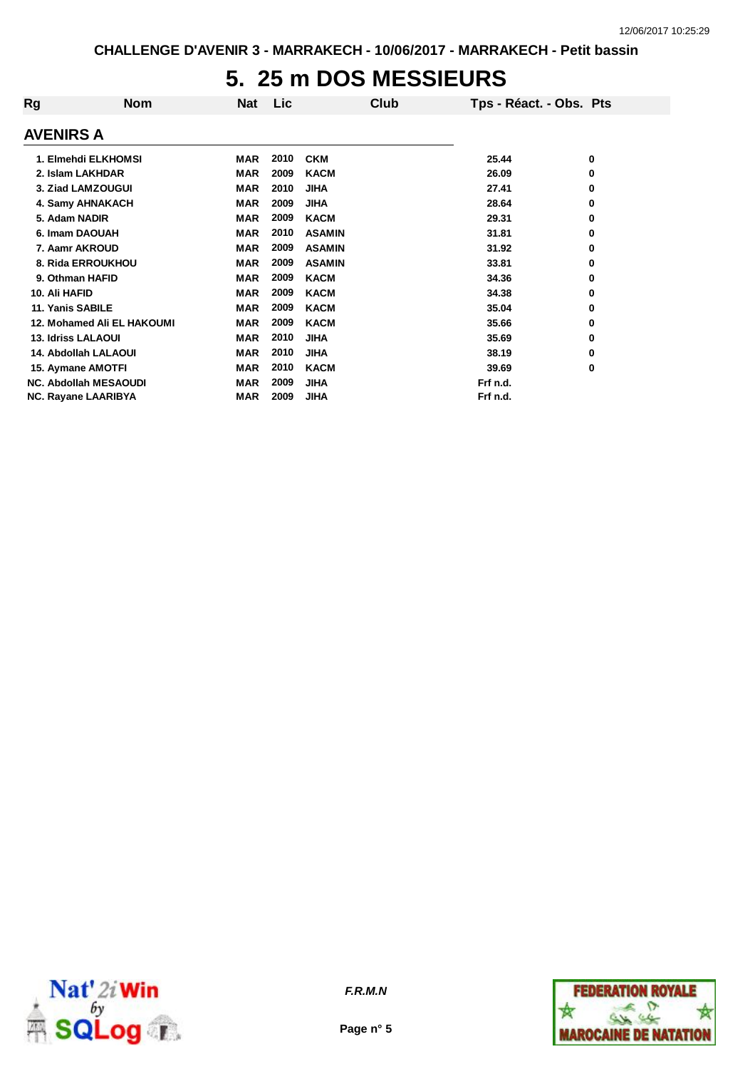CHALLENGE D'AVENIR 3 - MARRAKECH - 10/06/2017 - MARRAKECH - Petit bassin

# 5. 25 m DOS MESSIEURS

## AVENIRS A

| Rg | Nom | Nat | Lic | Club | Tps - Réact. - Obs. | Pts |
|---|---|---|---|---|---|---|
| 1. | Elmehdi ELKHOMSI | MAR | 2010 | CKM | 25.44 | 0 |
| 2. | Islam LAKHDAR | MAR | 2009 | KACM | 26.09 | 0 |
| 3. | Ziad LAMZOUGUI | MAR | 2010 | JIHA | 27.41 | 0 |
| 4. | Samy AHNAKACH | MAR | 2009 | JIHA | 28.64 | 0 |
| 5. | Adam NADIR | MAR | 2009 | KACM | 29.31 | 0 |
| 6. | Imam DAOUAH | MAR | 2010 | ASAMIN | 31.81 | 0 |
| 7. | Aamr AKROUD | MAR | 2009 | ASAMIN | 31.92 | 0 |
| 8. | Rida ERROUKHOU | MAR | 2009 | ASAMIN | 33.81 | 0 |
| 9. | Othman HAFID | MAR | 2009 | KACM | 34.36 | 0 |
| 10. | Ali HAFID | MAR | 2009 | KACM | 34.38 | 0 |
| 11. | Yanis SABILE | MAR | 2009 | KACM | 35.04 | 0 |
| 12. | Mohamed Ali EL HAKOUMI | MAR | 2009 | KACM | 35.66 | 0 |
| 13. | Idriss LALAOUI | MAR | 2010 | JIHA | 35.69 | 0 |
| 14. | Abdollah LALAOUI | MAR | 2010 | JIHA | 38.19 | 0 |
| 15. | Aymane AMOTFI | MAR | 2010 | KACM | 39.69 | 0 |
| NC. | Abdollah MESAOUDI | MAR | 2009 | JIHA | Frf n.d. | |
| NC. | Rayane LAARIBYA | MAR | 2009 | JIHA | Frf n.d. | |

F.R.M.N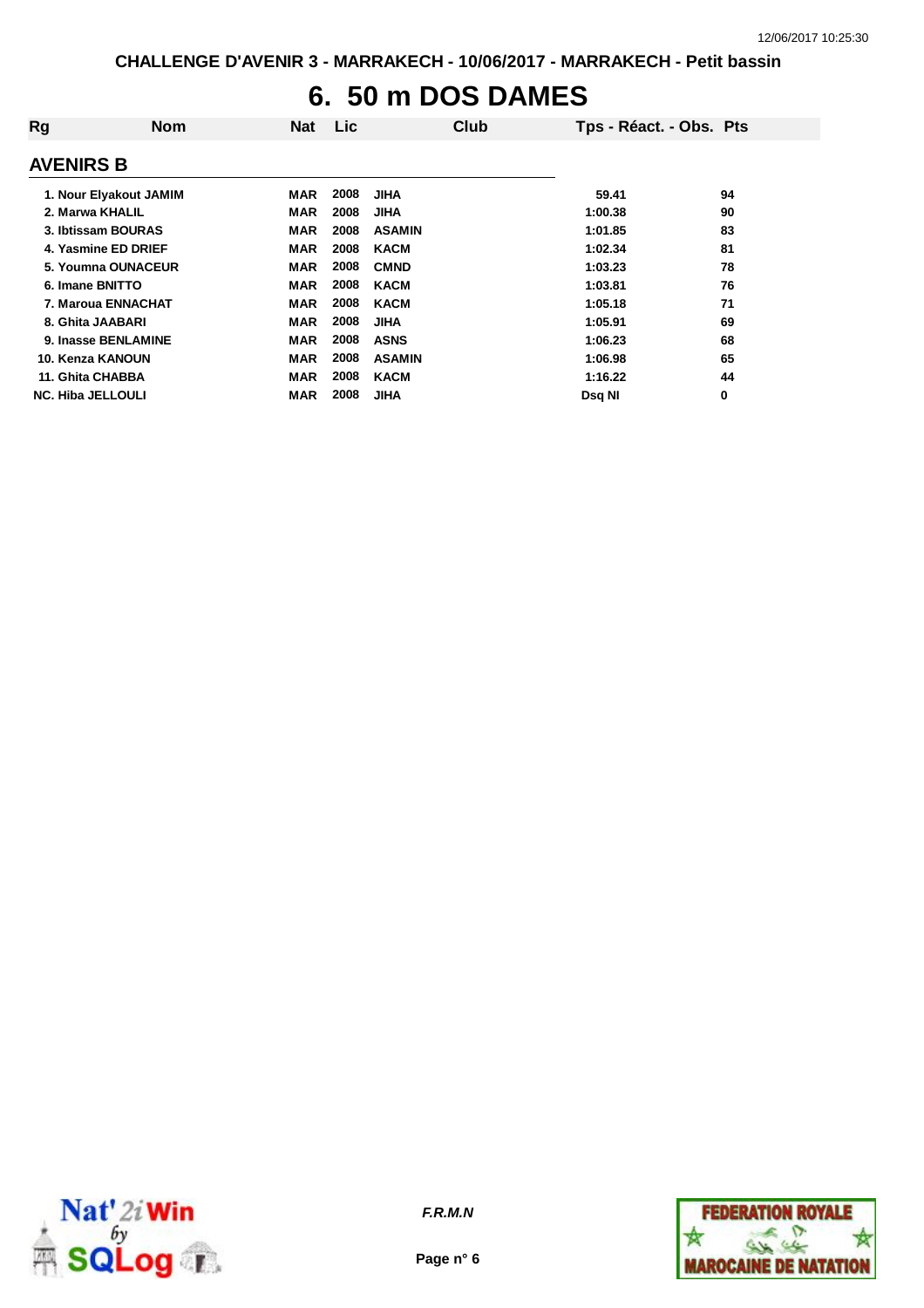# 6. 50 m DOS DAMES

| Rg | Nom | Nat | Lic | Club | Tps - Réact. - Obs. | Pts |
|---|---|---|---|---|---|---|
| **AVENIRS B** | | | | | | |
| 1. | Nour Elyakout JAMIM | MAR | 2008 | JIHA | 59.41 | 94 |
| 2. | Marwa KHALIL | MAR | 2008 | JIHA | 1:00.38 | 90 |
| 3. | Ibtissam BOURAS | MAR | 2008 | ASAMIN | 1:01.85 | 83 |
| 4. | Yasmine ED DRIEF | MAR | 2008 | KACM | 1:02.34 | 81 |
| 5. | Youmna OUNACEUR | MAR | 2008 | CMND | 1:03.23 | 78 |
| 6. | Imane BNITTO | MAR | 2008 | KACM | 1:03.81 | 76 |
| 7. | Maroua ENNACHAT | MAR | 2008 | KACM | 1:05.18 | 71 |
| 8. | Ghita JAABARI | MAR | 2008 | JIHA | 1:05.91 | 69 |
| 9. | Inasse BENLAMINE | MAR | 2008 | ASNS | 1:06.23 | 68 |
| 10. | Kenza KANOUN | MAR | 2008 | ASAMIN | 1:06.98 | 65 |
| 11. | Ghita CHABBA | MAR | 2008 | KACM | 1:16.22 | 44 |
| NC. | Hiba JELLOULI | MAR | 2008 | JIHA | Dsq NI | 0 |

*F.R.M.N*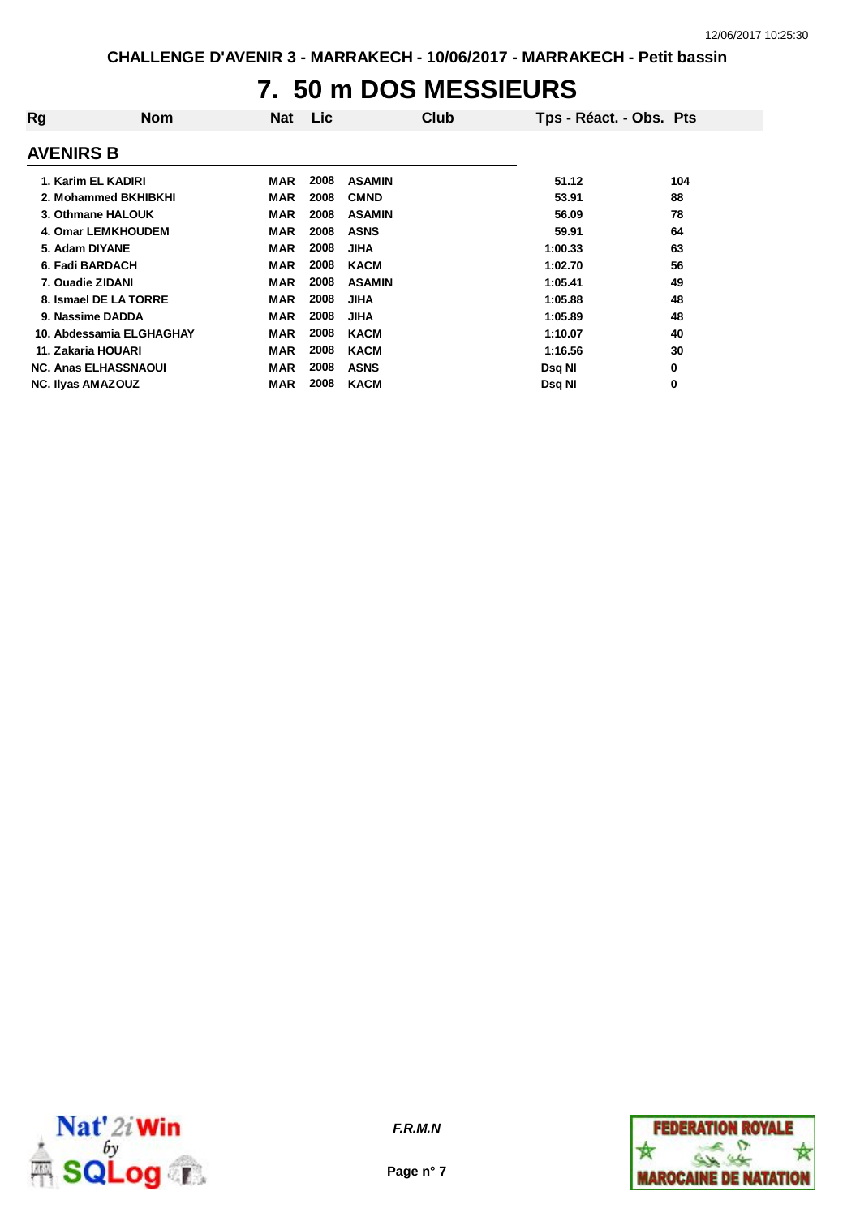CHALLENGE D'AVENIR 3 - MARRAKECH - 10/06/2017 - MARRAKECH - Petit bassin

# 7. 50 m DOS MESSIEURS

| Rg | Nom | Nat | Lic | Club | Tps - Réact. - Obs. | Pts |
|---|---|---|---|---|---|---|
| **AVENIRS B** | | | | | | |
| 1. | Karim EL KADIRI | MAR | 2008 | ASAMIN | 51.12 | 104 |
| 2. | Mohammed BKHIBKHI | MAR | 2008 | CMND | 53.91 | 88 |
| 3. | Othmane HALOUK | MAR | 2008 | ASAMIN | 56.09 | 78 |
| 4. | Omar LEMKHOUDEM | MAR | 2008 | ASNS | 59.91 | 64 |
| 5. | Adam DIYANE | MAR | 2008 | JIHA | 1:00.33 | 63 |
| 6. | Fadi BARDACH | MAR | 2008 | KACM | 1:02.70 | 56 |
| 7. | Ouadie ZIDANI | MAR | 2008 | ASAMIN | 1:05.41 | 49 |
| 8. | Ismael DE LA TORRE | MAR | 2008 | JIHA | 1:05.88 | 48 |
| 9. | Nassime DADDA | MAR | 2008 | JIHA | 1:05.89 | 48 |
| 10. | Abdessamia ELGHAGHAY | MAR | 2008 | KACM | 1:10.07 | 40 |
| 11. | Zakaria HOUARI | MAR | 2008 | KACM | 1:16.56 | 30 |
| NC. | Anas ELHASSNAOUI | MAR | 2008 | ASNS | Dsq NI | 0 |
| NC. | Ilyas AMAZOUZ | MAR | 2008 | KACM | Dsq NI | 0 |

*F.R.M.N*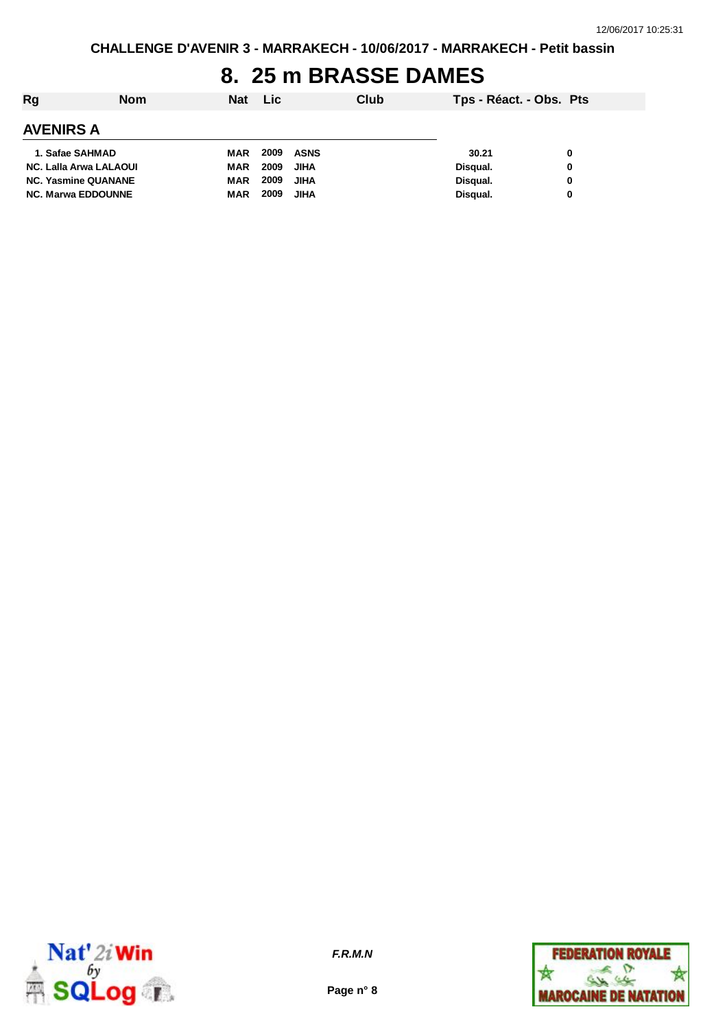# 8. 25 m BRASSE DAMES

| Rg | Nom | Nat | Lic | Club | Tps - Réact. - Obs. | Pts |
|---|---|---|---|---|---|---|
| **AVENIRS A** | | | | | | |
| 1. | Safae SAHMAD | MAR | 2009 | ASNS | 30.21 | 0 |
| NC. | Lalla Arwa LALAOUI | MAR | 2009 | JIHA | Disqual. | 0 |
| NC. | Yasmine QUANANE | MAR | 2009 | JIHA | Disqual. | 0 |
| NC. | Marwa EDDOUNNE | MAR | 2009 | JIHA | Disqual. | 0 |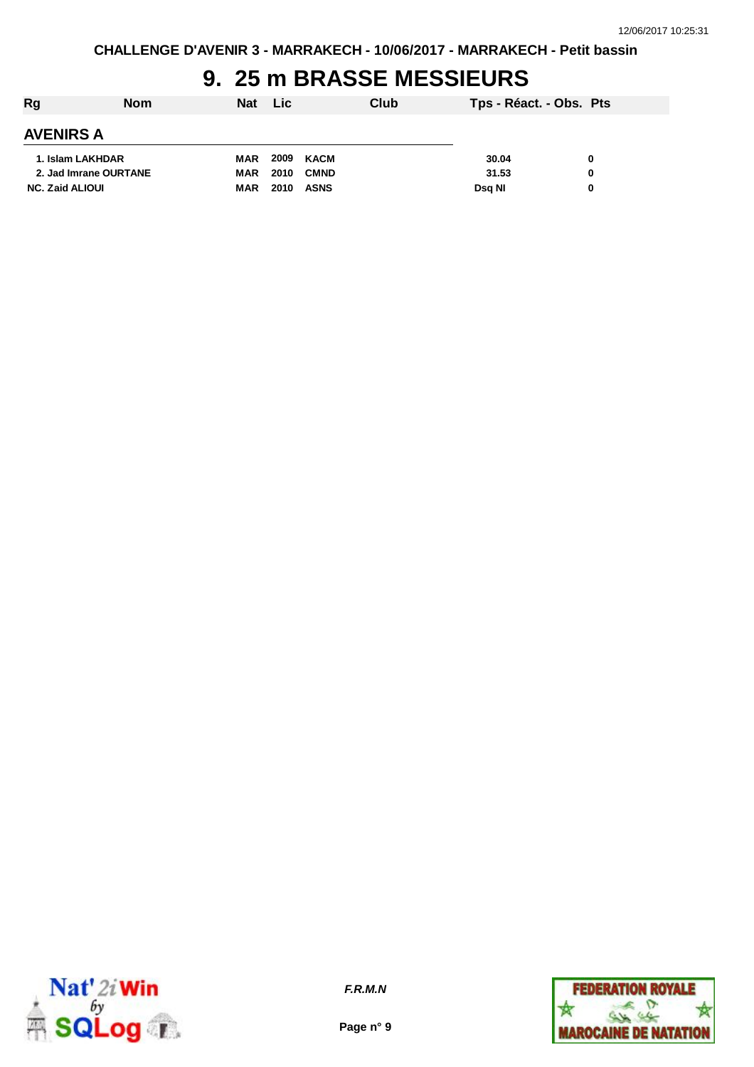CHALLENGE D'AVENIR 3 - MARRAKECH - 10/06/2017 - MARRAKECH - Petit bassin

# 9. 25 m BRASSE MESSIEURS

| Rg | Nom | Nat | Lic | Club | Tps - Réact. - Obs. | Pts |
|---|---|---|---|---|---|---|

## AVENIRS A

| Rg | Nom | Nat | Lic | Club | Tps - Réact. - Obs. | Pts |
|---|---|---|---|---|---|---|
| 1. | Islam LAKHDAR | MAR | 2009 | KACM | 30.04 | 0 |
| 2. | Jad Imrane OURTANE | MAR | 2010 | CMND | 31.53 | 0 |
| NC. | Zaid ALIOUI | MAR | 2010 | ASNS | Dsq NI | 0 |

*F.R.M.N*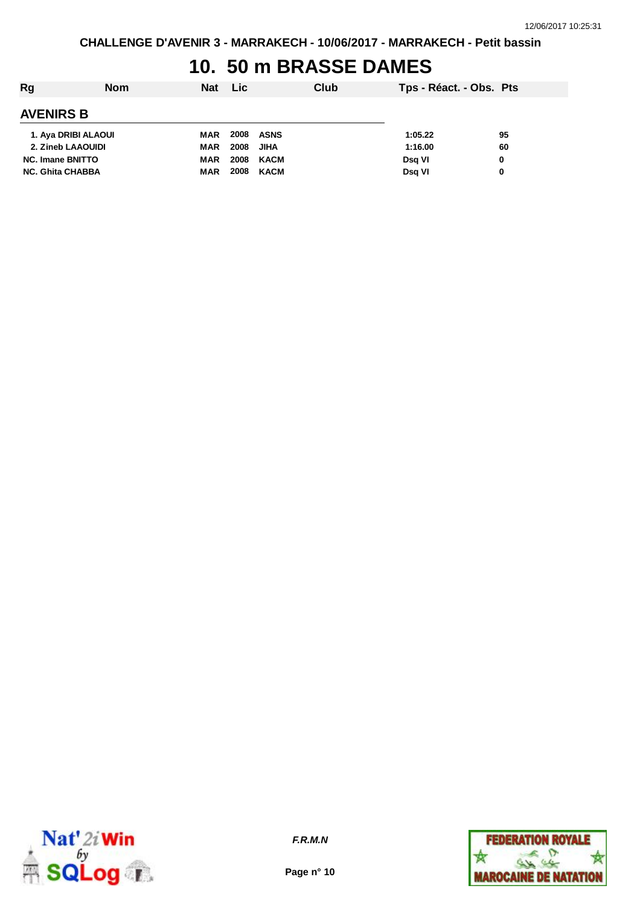# 10. 50 m BRASSE DAMES

| Rg | Nom | Nat | Lic | Club | Tps - Réact. - Obs. | Pts |
|---|---|---|---|---|---|---|
| **AVENIRS B** | | | | | | |
| 1. | Aya DRIBI ALAOUI | MAR | 2008 | ASNS | 1:05.22 | 95 |
| 2. | Zineb LAAOUIDI | MAR | 2008 | JIHA | 1:16.00 | 60 |
| NC. | Imane BNITTO | MAR | 2008 | KACM | Dsq VI | 0 |
| NC. | Ghita CHABBA | MAR | 2008 | KACM | Dsq VI | 0 |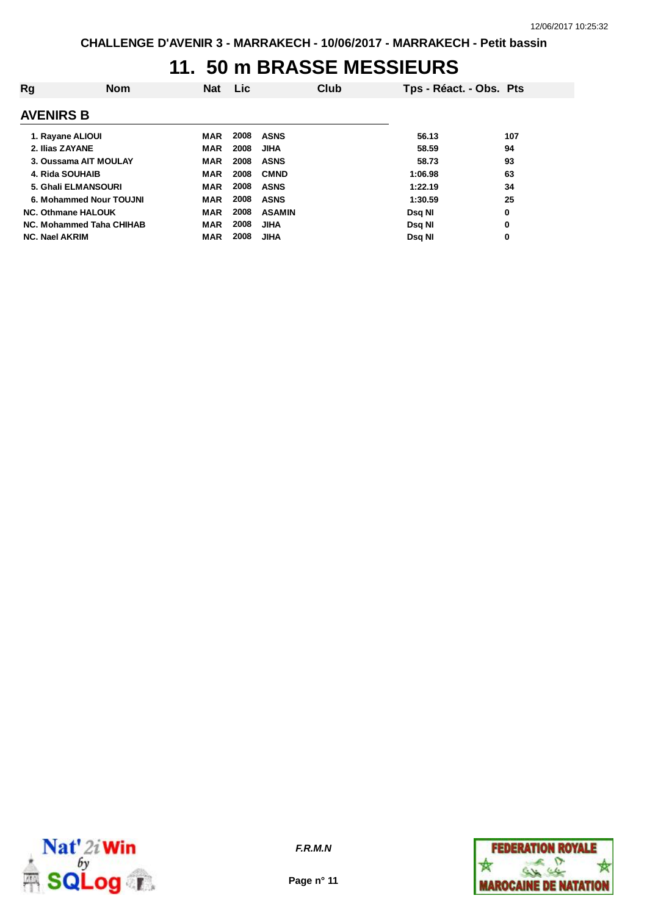CHALLENGE D'AVENIR 3 - MARRAKECH - 10/06/2017 - MARRAKECH - Petit bassin

# 11. 50 m BRASSE MESSIEURS

| Rg | Nom | Nat | Lic | Club | Tps - Réact. - Obs. | Pts |
|---|---|---|---|---|---|---|

## AVENIRS B

| Rg | Nom | Nat | Lic | Club | Tps - Réact. - Obs. | Pts |
|---|---|---|---|---|---|---|
| 1. | Rayane ALIOUI | MAR | 2008 | ASNS | 56.13 | 107 |
| 2. | Ilias ZAYANE | MAR | 2008 | JIHA | 58.59 | 94 |
| 3. | Oussama AIT MOULAY | MAR | 2008 | ASNS | 58.73 | 93 |
| 4. | Rida SOUHAIB | MAR | 2008 | CMND | 1:06.98 | 63 |
| 5. | Ghali ELMANSOURI | MAR | 2008 | ASNS | 1:22.19 | 34 |
| 6. | Mohammed Nour TOUJNI | MAR | 2008 | ASNS | 1:30.59 | 25 |
| NC. | Othmane HALOUK | MAR | 2008 | ASAMIN | Dsq NI | 0 |
| NC. | Mohammed Taha CHIHAB | MAR | 2008 | JIHA | Dsq NI | 0 |
| NC. | Nael AKRIM | MAR | 2008 | JIHA | Dsq NI | 0 |

*F.R.M.N*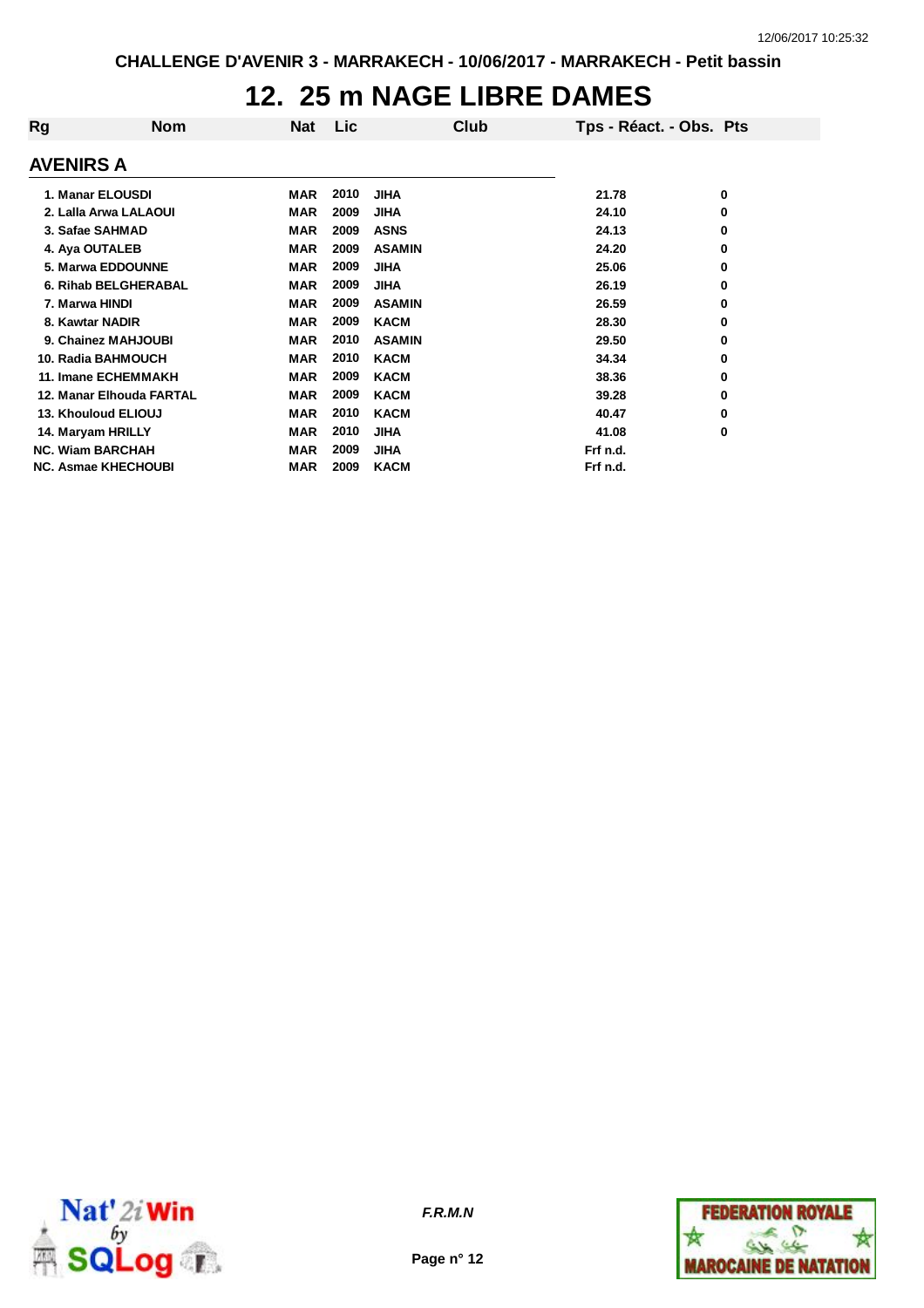CHALLENGE D'AVENIR 3 - MARRAKECH - 10/06/2017 - MARRAKECH - Petit bassin

# 12. 25 m NAGE LIBRE DAMES

## AVENIRS A

| Rg | Nom | Nat | Lic | Club | Tps - Réact. - Obs. | Pts |
|---|---|---|---|---|---|---|
| 1. | Manar ELOUSDI | MAR | 2010 | JIHA | 21.78 | 0 |
| 2. | Lalla Arwa LALAOUI | MAR | 2009 | JIHA | 24.10 | 0 |
| 3. | Safae SAHMAD | MAR | 2009 | ASNS | 24.13 | 0 |
| 4. | Aya OUTALEB | MAR | 2009 | ASAMIN | 24.20 | 0 |
| 5. | Marwa EDDOUNNE | MAR | 2009 | JIHA | 25.06 | 0 |
| 6. | Rihab BELGHERABAL | MAR | 2009 | JIHA | 26.19 | 0 |
| 7. | Marwa HINDI | MAR | 2009 | ASAMIN | 26.59 | 0 |
| 8. | Kawtar NADIR | MAR | 2009 | KACM | 28.30 | 0 |
| 9. | Chainez MAHJOUBI | MAR | 2010 | ASAMIN | 29.50 | 0 |
| 10. | Radia BAHMOUCH | MAR | 2010 | KACM | 34.34 | 0 |
| 11. | Imane ECHEMMAKH | MAR | 2009 | KACM | 38.36 | 0 |
| 12. | Manar Elhouda FARTAL | MAR | 2009 | KACM | 39.28 | 0 |
| 13. | Khouloud ELIOUJ | MAR | 2010 | KACM | 40.47 | 0 |
| 14. | Maryam HRILLY | MAR | 2010 | JIHA | 41.08 | 0 |
| NC. | Wiam BARCHAH | MAR | 2009 | JIHA | Frf n.d. | |
| NC. | Asmae KHECHOUBI | MAR | 2009 | KACM | Frf n.d. | |

*F.R.M.N*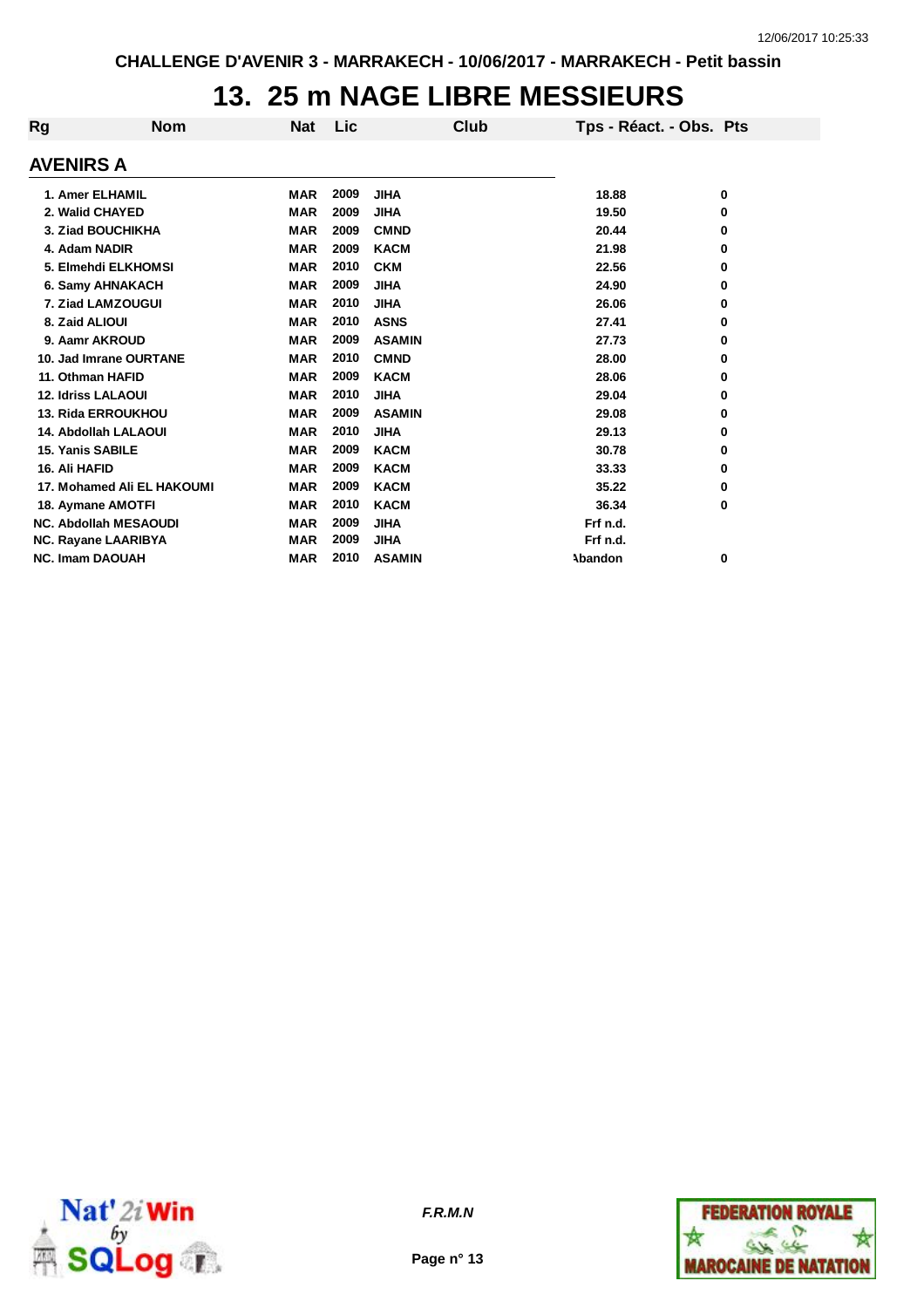CHALLENGE D'AVENIR 3 - MARRAKECH - 10/06/2017 - MARRAKECH - Petit bassin

# 13. 25 m NAGE LIBRE MESSIEURS

## AVENIRS A

| Rg | Nom | Nat | Lic | Club | Tps - Réact. - Obs. | Pts |
|---|---|---|---|---|---|---|
| 1. | Amer ELHAMIL | MAR | 2009 | JIHA | 18.88 | 0 |
| 2. | Walid CHAYED | MAR | 2009 | JIHA | 19.50 | 0 |
| 3. | Ziad BOUCHIKHA | MAR | 2009 | CMND | 20.44 | 0 |
| 4. | Adam NADIR | MAR | 2009 | KACM | 21.98 | 0 |
| 5. | Elmehdi ELKHOMSI | MAR | 2010 | CKM | 22.56 | 0 |
| 6. | Samy AHNAKACH | MAR | 2009 | JIHA | 24.90 | 0 |
| 7. | Ziad LAMZOUGUI | MAR | 2010 | JIHA | 26.06 | 0 |
| 8. | Zaid ALIOUI | MAR | 2010 | ASNS | 27.41 | 0 |
| 9. | Aamr AKROUD | MAR | 2009 | ASAMIN | 27.73 | 0 |
| 10. | Jad Imrane OURTANE | MAR | 2010 | CMND | 28.00 | 0 |
| 11. | Othman HAFID | MAR | 2009 | KACM | 28.06 | 0 |
| 12. | Idriss LALAOUI | MAR | 2010 | JIHA | 29.04 | 0 |
| 13. | Rida ERROUKHOU | MAR | 2009 | ASAMIN | 29.08 | 0 |
| 14. | Abdollah LALAOUI | MAR | 2010 | JIHA | 29.13 | 0 |
| 15. | Yanis SABILE | MAR | 2009 | KACM | 30.78 | 0 |
| 16. | Ali HAFID | MAR | 2009 | KACM | 33.33 | 0 |
| 17. | Mohamed Ali EL HAKOUMI | MAR | 2009 | KACM | 35.22 | 0 |
| 18. | Aymane AMOTFI | MAR | 2010 | KACM | 36.34 | 0 |
| NC. | Abdollah MESAOUDI | MAR | 2009 | JIHA | Frf n.d. | |
| NC. | Rayane LAARIBYA | MAR | 2009 | JIHA | Frf n.d. | |
| NC. | Imam DAOUAH | MAR | 2010 | ASAMIN | Abandon | 0 |

*F.R.M.N*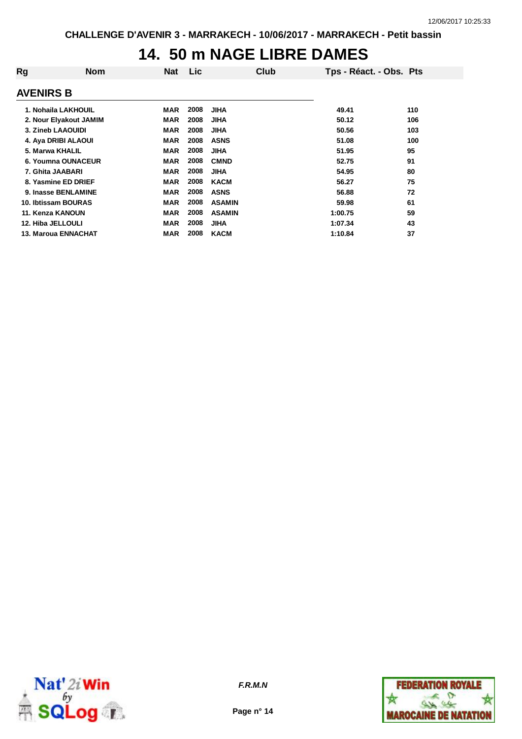# 14. 50 m NAGE LIBRE DAMES

## AVENIRS B

| Rg | Nom | Nat | Lic | Club | Tps - Réact. - Obs. | Pts |
|---|---|---|---|---|---|---|
| 1. | Nohaila LAKHOUIL | MAR | 2008 | JIHA | 49.41 | 110 |
| 2. | Nour Elyakout JAMIM | MAR | 2008 | JIHA | 50.12 | 106 |
| 3. | Zineb LAAOUIDI | MAR | 2008 | JIHA | 50.56 | 103 |
| 4. | Aya DRIBI ALAOUI | MAR | 2008 | ASNS | 51.08 | 100 |
| 5. | Marwa KHALIL | MAR | 2008 | JIHA | 51.95 | 95 |
| 6. | Youmna OUNACEUR | MAR | 2008 | CMND | 52.75 | 91 |
| 7. | Ghita JAABARI | MAR | 2008 | JIHA | 54.95 | 80 |
| 8. | Yasmine ED DRIEF | MAR | 2008 | KACM | 56.27 | 75 |
| 9. | Inasse BENLAMINE | MAR | 2008 | ASNS | 56.88 | 72 |
| 10. | Ibtissam BOURAS | MAR | 2008 | ASAMIN | 59.98 | 61 |
| 11. | Kenza KANOUN | MAR | 2008 | ASAMIN | 1:00.75 | 59 |
| 12. | Hiba JELLOULI | MAR | 2008 | JIHA | 1:07.34 | 43 |
| 13. | Maroua ENNACHAT | MAR | 2008 | KACM | 1:10.84 | 37 |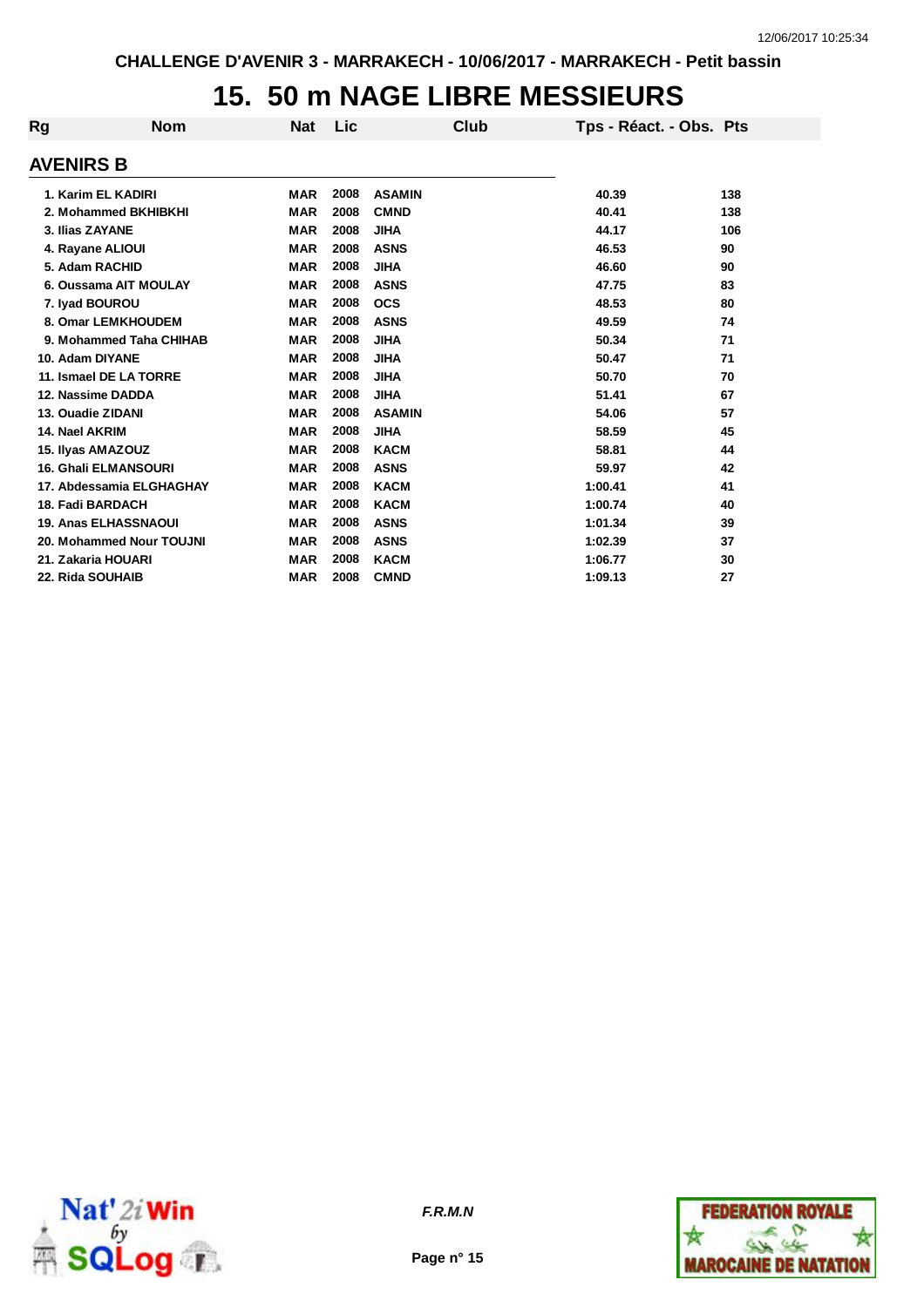CHALLENGE D'AVENIR 3 - MARRAKECH - 10/06/2017 - MARRAKECH - Petit bassin

# 15. 50 m NAGE LIBRE MESSIEURS

## AVENIRS B

| Rg | Nom | Nat | Lic | Club | Tps - Réact. - Obs. | Pts |
|---|---|---|---|---|---|---|
| 1. | Karim EL KADIRI | MAR | 2008 | ASAMIN | 40.39 | 138 |
| 2. | Mohammed BKHIBKHI | MAR | 2008 | CMND | 40.41 | 138 |
| 3. | Ilias ZAYANE | MAR | 2008 | JIHA | 44.17 | 106 |
| 4. | Rayane ALIOUI | MAR | 2008 | ASNS | 46.53 | 90 |
| 5. | Adam RACHID | MAR | 2008 | JIHA | 46.60 | 90 |
| 6. | Oussama AIT MOULAY | MAR | 2008 | ASNS | 47.75 | 83 |
| 7. | Iyad BOUROU | MAR | 2008 | OCS | 48.53 | 80 |
| 8. | Omar LEMKHOUDEM | MAR | 2008 | ASNS | 49.59 | 74 |
| 9. | Mohammed Taha CHIHAB | MAR | 2008 | JIHA | 50.34 | 71 |
| 10. | Adam DIYANE | MAR | 2008 | JIHA | 50.47 | 71 |
| 11. | Ismael DE LA TORRE | MAR | 2008 | JIHA | 50.70 | 70 |
| 12. | Nassime DADDA | MAR | 2008 | JIHA | 51.41 | 67 |
| 13. | Ouadie ZIDANI | MAR | 2008 | ASAMIN | 54.06 | 57 |
| 14. | Nael AKRIM | MAR | 2008 | JIHA | 58.59 | 45 |
| 15. | Ilyas AMAZOUZ | MAR | 2008 | KACM | 58.81 | 44 |
| 16. | Ghali ELMANSOURI | MAR | 2008 | ASNS | 59.97 | 42 |
| 17. | Abdessamia ELGHAGHAY | MAR | 2008 | KACM | 1:00.41 | 41 |
| 18. | Fadi BARDACH | MAR | 2008 | KACM | 1:00.74 | 40 |
| 19. | Anas ELHASSNAOUI | MAR | 2008 | ASNS | 1:01.34 | 39 |
| 20. | Mohammed Nour TOUJNI | MAR | 2008 | ASNS | 1:02.39 | 37 |
| 21. | Zakaria HOUARI | MAR | 2008 | KACM | 1:06.77 | 30 |
| 22. | Rida SOUHAIB | MAR | 2008 | CMND | 1:09.13 | 27 |

*F.R.M.N*